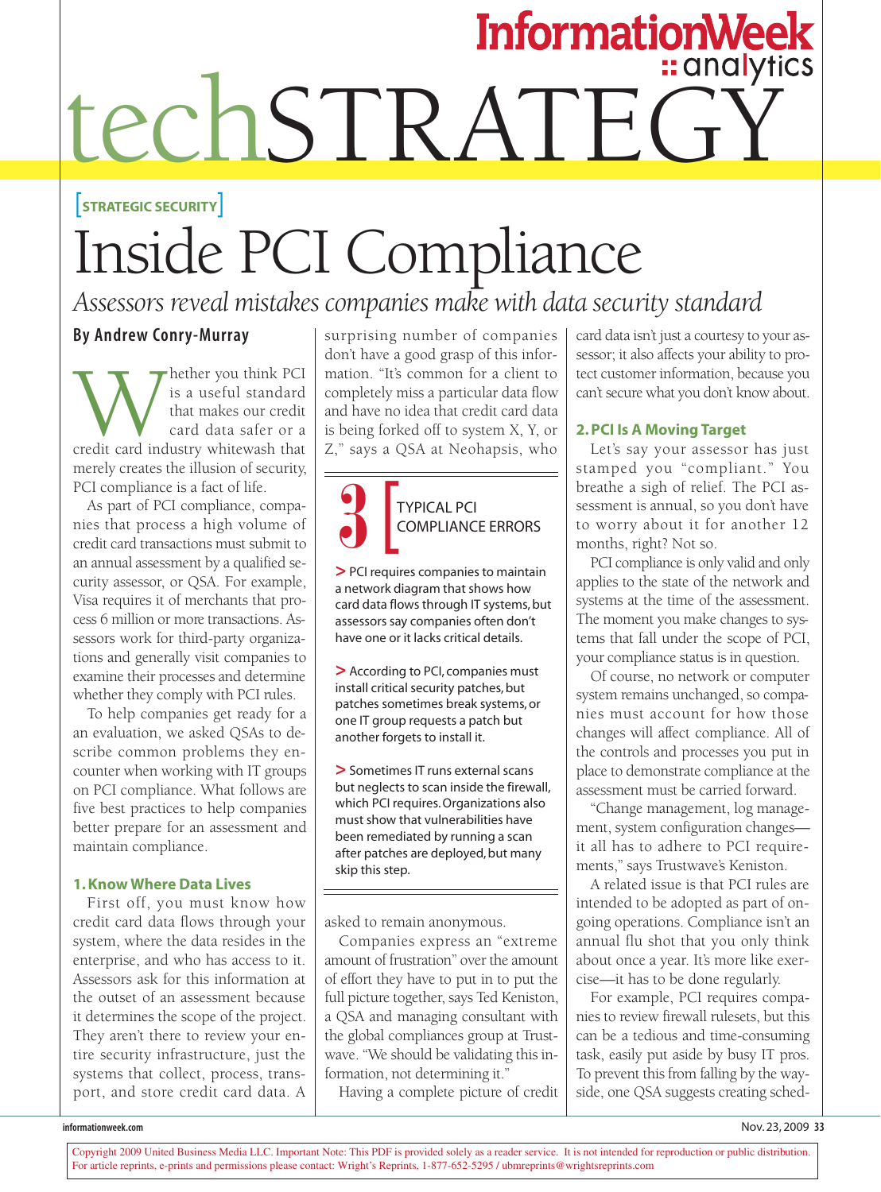# techSTRATEGY

[STRATEGIC SECURITY]

# Inside PCI Compliance

*Assessors reveal mistakes companies make with data security standard*

**By Andrew Conry-Murray**

Whether you think PCI is a useful standard that makes our credit card data safer or a credit card industry whitewash that merely creates the illusion of security, PCI compliance is a fact of life.

As part of PCI compliance, companies that process a high volume of credit card transactions must submit to an annual assessment by a qualified security assessor, or QSA. For example, Visa requires it of merchants that process 6 million or more transactions. Assessors work for third-party organizations and generally visit companies to examine their processes and determine whether they comply with PCI rules.

To help companies get ready for a an evaluation, we asked QSAs to describe common problems they encounter when working with IT groups on PCI compliance. What follows are five best practices to help companies better prepare for an assessment and maintain compliance.

### 1. Know Where Data Lives

First off, you must know how credit card data flows through your system, where the data resides in the enterprise, and who has access to it. Assessors ask for this information at the outset of an assessment because it determines the scope of the project. They aren't there to review your entire security infrastructure, just the systems that collect, process, transport, and store credit card data. A surprising number of companies don't have a good grasp of this information. "It's common for a client to completely miss a particular data flow and have no idea that credit card data is being forked off to system X, Y, or Z," says a QSA at Neohapsis, who asked to remain anonymous.

> **3 [ TYPICAL PCI COMPLIANCE ERRORS**
>
> > PCI requires companies to maintain a network diagram that shows how card data flows through IT systems, but assessors say companies often don't have one or it lacks critical details.
>
> > According to PCI, companies must install critical security patches, but patches sometimes break systems, or one IT group requests a patch but another forgets to install it.
>
> > Sometimes IT runs external scans but neglects to scan inside the firewall, which PCI requires. Organizations also must show that vulnerabilities have been remediated by running a scan after patches are deployed, but many skip this step.

Companies express an "extreme amount of frustration" over the amount of effort they have to put in to put the full picture together, says Ted Keniston, a QSA and managing consultant with the global compliances group at Trustwave. "We should be validating this information, not determining it."

Having a complete picture of credit card data isn't just a courtesy to your assessor; it also affects your ability to protect customer information, because you can't secure what you don't know about.

### 2. PCI Is A Moving Target

Let's say your assessor has just stamped you "compliant." You breathe a sigh of relief. The PCI assessment is annual, so you don't have to worry about it for another 12 months, right? Not so.

PCI compliance is only valid and only applies to the state of the network and systems at the time of the assessment. The moment you make changes to systems that fall under the scope of PCI, your compliance status is in question.

Of course, no network or computer system remains unchanged, so companies must account for how those changes will affect compliance. All of the controls and processes you put in place to demonstrate compliance at the assessment must be carried forward.

"Change management, log management, system configuration changes—it all has to adhere to PCI requirements," says Trustwave's Keniston.

A related issue is that PCI rules are intended to be adopted as part of ongoing operations. Compliance isn't an annual flu shot that you only think about once a year. It's more like exercise—it has to be done regularly.

For example, PCI requires companies to review firewall rulesets, but this can be a tedious and time-consuming task, easily put aside by busy IT pros. To prevent this from falling by the wayside, one QSA suggests creating sched-

Copyright 2009 United Business Media LLC. Important Note: This PDF is provided solely as a reader service. It is not intended for reproduction or public distribution. For article reprints, e-prints and permissions please contact: Wright's Reprints, 1-877-652-5295 / ubmreprints@wrightsreprints.com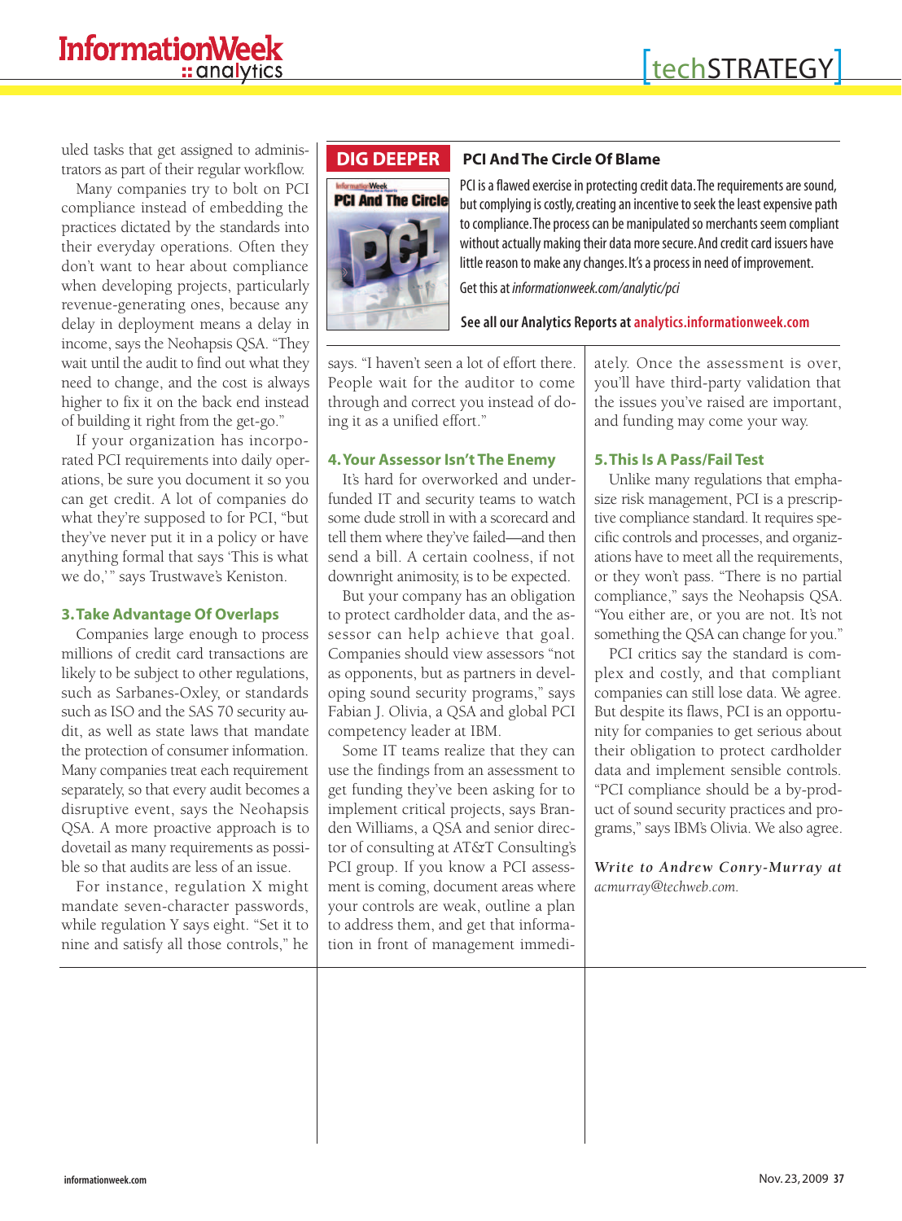uled tasks that get assigned to administrators as part of their regular workflow.

Many companies try to bolt on PCI compliance instead of embedding the practices dictated by the standards into their everyday operations. Often they don't want to hear about compliance when developing projects, particularly revenue-generating ones, because any delay in deployment means a delay in income, says the Neohapsis QSA. "They wait until the audit to find out what they need to change, and the cost is always higher to fix it on the back end instead of building it right from the get-go."

If your organization has incorporated PCI requirements into daily operations, be sure you document it so you can get credit. A lot of companies do what they're supposed to for PCI, "but they've never put it in a policy or have anything formal that says 'This is what we do,'" says Trustwave's Keniston.

### 3. Take Advantage Of Overlaps

Companies large enough to process millions of credit card transactions are likely to be subject to other regulations, such as Sarbanes-Oxley, or standards such as ISO and the SAS 70 security audit, as well as state laws that mandate the protection of consumer information. Many companies treat each requirement separately, so that every audit becomes a disruptive event, says the Neohapsis QSA. A more proactive approach is to dovetail as many requirements as possible so that audits are less of an issue.

For instance, regulation X might mandate seven-character passwords, while regulation Y says eight. "Set it to nine and satisfy all those controls," he says. "I haven't seen a lot of effort there. People wait for the auditor to come through and correct you instead of doing it as a unified effort."

> **DIG DEEPER**
>
> **PCI And The Circle Of Blame**
>
> PCI is a flawed exercise in protecting credit data. The requirements are sound, but complying is costly, creating an incentive to seek the least expensive path to compliance. The process can be manipulated so merchants seem compliant without actually making their data more secure. And credit card issuers have little reason to make any changes. It's a process in need of improvement.
>
> Get this at *informationweek.com/analytic/pci*
>
> **See all our Analytics Reports at analytics.informationweek.com**

### 4. Your Assessor Isn't The Enemy

It's hard for overworked and underfunded IT and security teams to watch some dude stroll in with a scorecard and tell them where they've failed—and then send a bill. A certain coolness, if not downright animosity, is to be expected.

But your company has an obligation to protect cardholder data, and the assessor can help achieve that goal. Companies should view assessors "not as opponents, but as partners in developing sound security programs," says Fabian J. Olivia, a QSA and global PCI competency leader at IBM.

Some IT teams realize that they can use the findings from an assessment to get funding they've been asking for to implement critical projects, says Branden Williams, a QSA and senior director of consulting at AT&T Consulting's PCI group. If you know a PCI assessment is coming, document areas where your controls are weak, outline a plan to address them, and get that information in front of management immediately. Once the assessment is over, you'll have third-party validation that the issues you've raised are important, and funding may come your way.

### 5. This Is A Pass/Fail Test

Unlike many regulations that emphasize risk management, PCI is a prescriptive compliance standard. It requires specific controls and processes, and organizations have to meet all the requirements, or they won't pass. "There is no partial compliance," says the Neohapsis QSA. "You either are, or you are not. It's not something the QSA can change for you."

PCI critics say the standard is complex and costly, and that compliant companies can still lose data. We agree. But despite its flaws, PCI is an opportunity for companies to get serious about their obligation to protect cardholder data and implement sensible controls. "PCI compliance should be a by-product of sound security practices and programs," says IBM's Olivia. We also agree.

*Write to Andrew Conry-Murray at acmurray@techweb.com.*